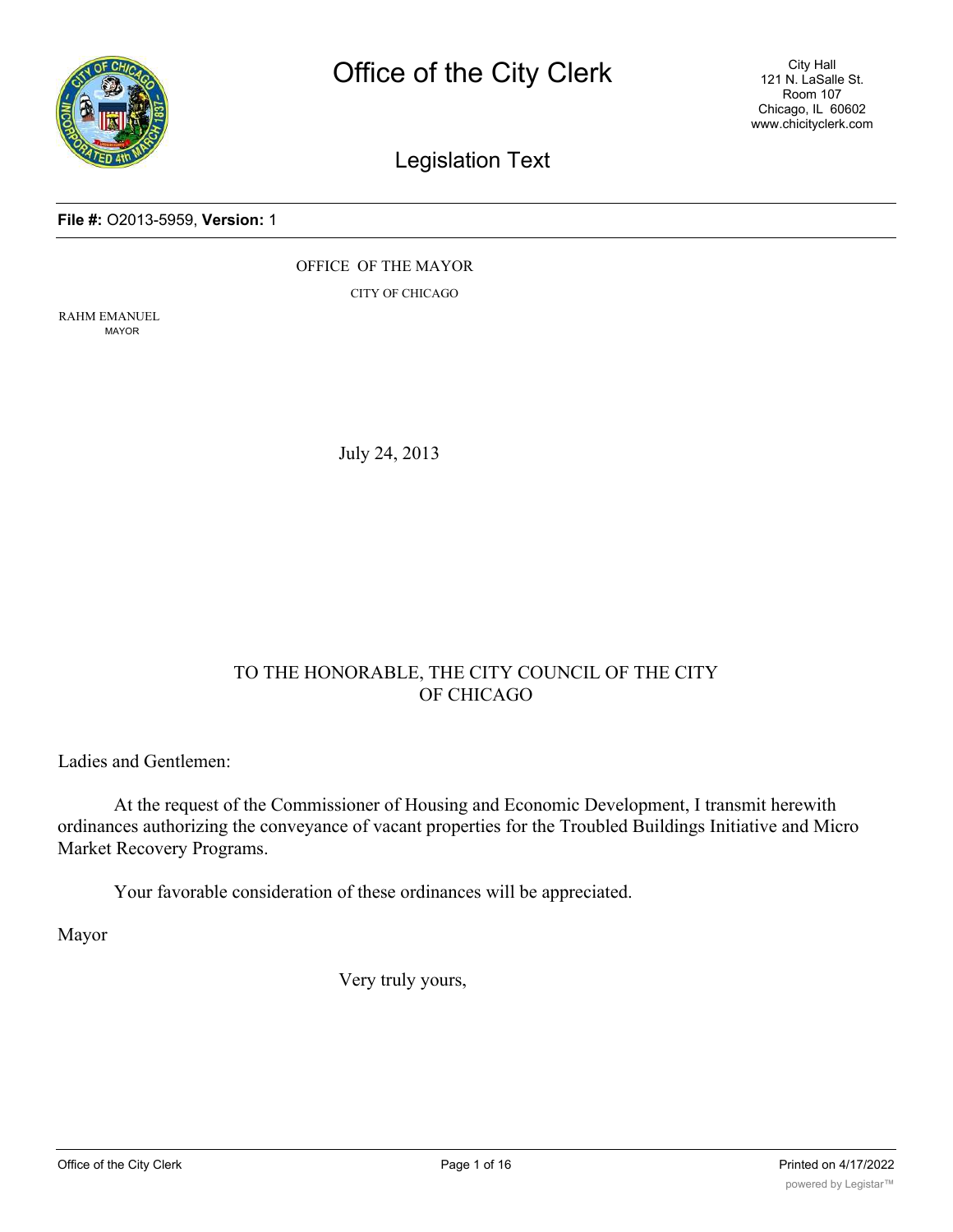# Office of the City Clerk

City Hall
121 N. LaSalle St.
Room 107
Chicago, IL 60602
www.chicityclerk.com

## Legislation Text

**File #:** O2013-5959, **Version:** 1

OFFICE OF THE MAYOR

CITY OF CHICAGO

RAHM EMANUEL
MAYOR

July 24, 2013

TO THE HONORABLE, THE CITY COUNCIL OF THE CITY OF CHICAGO

Ladies and Gentlemen:

At the request of the Commissioner of Housing and Economic Development, I transmit herewith ordinances authorizing the conveyance of vacant properties for the Troubled Buildings Initiative and Micro Market Recovery Programs.

Your favorable consideration of these ordinances will be appreciated.

Mayor

Very truly yours,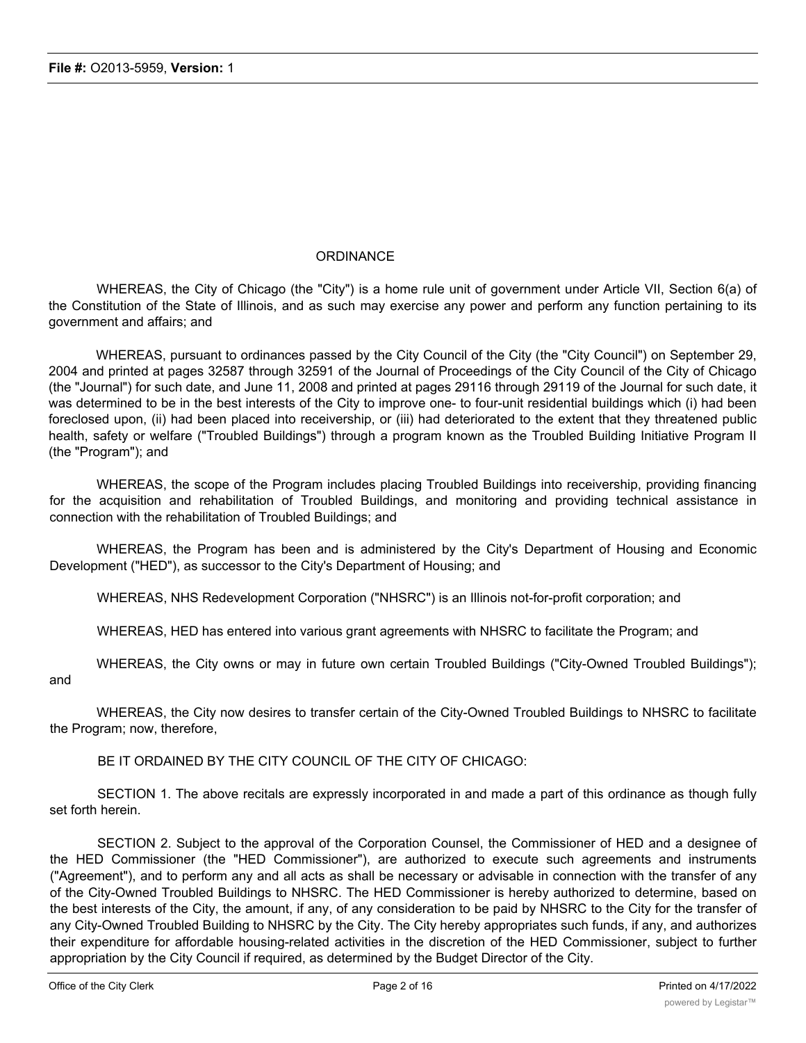# ORDINANCE

WHEREAS, the City of Chicago (the "City") is a home rule unit of government under Article VII, Section 6(a) of the Constitution of the State of Illinois, and as such may exercise any power and perform any function pertaining to its government and affairs; and

WHEREAS, pursuant to ordinances passed by the City Council of the City (the "City Council") on September 29, 2004 and printed at pages 32587 through 32591 of the Journal of Proceedings of the City Council of the City of Chicago (the "Journal") for such date, and June 11, 2008 and printed at pages 29116 through 29119 of the Journal for such date, it was determined to be in the best interests of the City to improve one- to four-unit residential buildings which (i) had been foreclosed upon, (ii) had been placed into receivership, or (iii) had deteriorated to the extent that they threatened public health, safety or welfare ("Troubled Buildings") through a program known as the Troubled Building Initiative Program II (the "Program"); and

WHEREAS, the scope of the Program includes placing Troubled Buildings into receivership, providing financing for the acquisition and rehabilitation of Troubled Buildings, and monitoring and providing technical assistance in connection with the rehabilitation of Troubled Buildings; and

WHEREAS, the Program has been and is administered by the City's Department of Housing and Economic Development ("HED"), as successor to the City's Department of Housing; and

WHEREAS, NHS Redevelopment Corporation ("NHSRC") is an Illinois not-for-profit corporation; and

WHEREAS, HED has entered into various grant agreements with NHSRC to facilitate the Program; and

WHEREAS, the City owns or may in future own certain Troubled Buildings ("City-Owned Troubled Buildings"); and

WHEREAS, the City now desires to transfer certain of the City-Owned Troubled Buildings to NHSRC to facilitate the Program; now, therefore,

BE IT ORDAINED BY THE CITY COUNCIL OF THE CITY OF CHICAGO:

SECTION 1. The above recitals are expressly incorporated in and made a part of this ordinance as though fully set forth herein.

SECTION 2. Subject to the approval of the Corporation Counsel, the Commissioner of HED and a designee of the HED Commissioner (the "HED Commissioner"), are authorized to execute such agreements and instruments ("Agreement"), and to perform any and all acts as shall be necessary or advisable in connection with the transfer of any of the City-Owned Troubled Buildings to NHSRC. The HED Commissioner is hereby authorized to determine, based on the best interests of the City, the amount, if any, of any consideration to be paid by NHSRC to the City for the transfer of any City-Owned Troubled Building to NHSRC by the City. The City hereby appropriates such funds, if any, and authorizes their expenditure for affordable housing-related activities in the discretion of the HED Commissioner, subject to further appropriation by the City Council if required, as determined by the Budget Director of the City.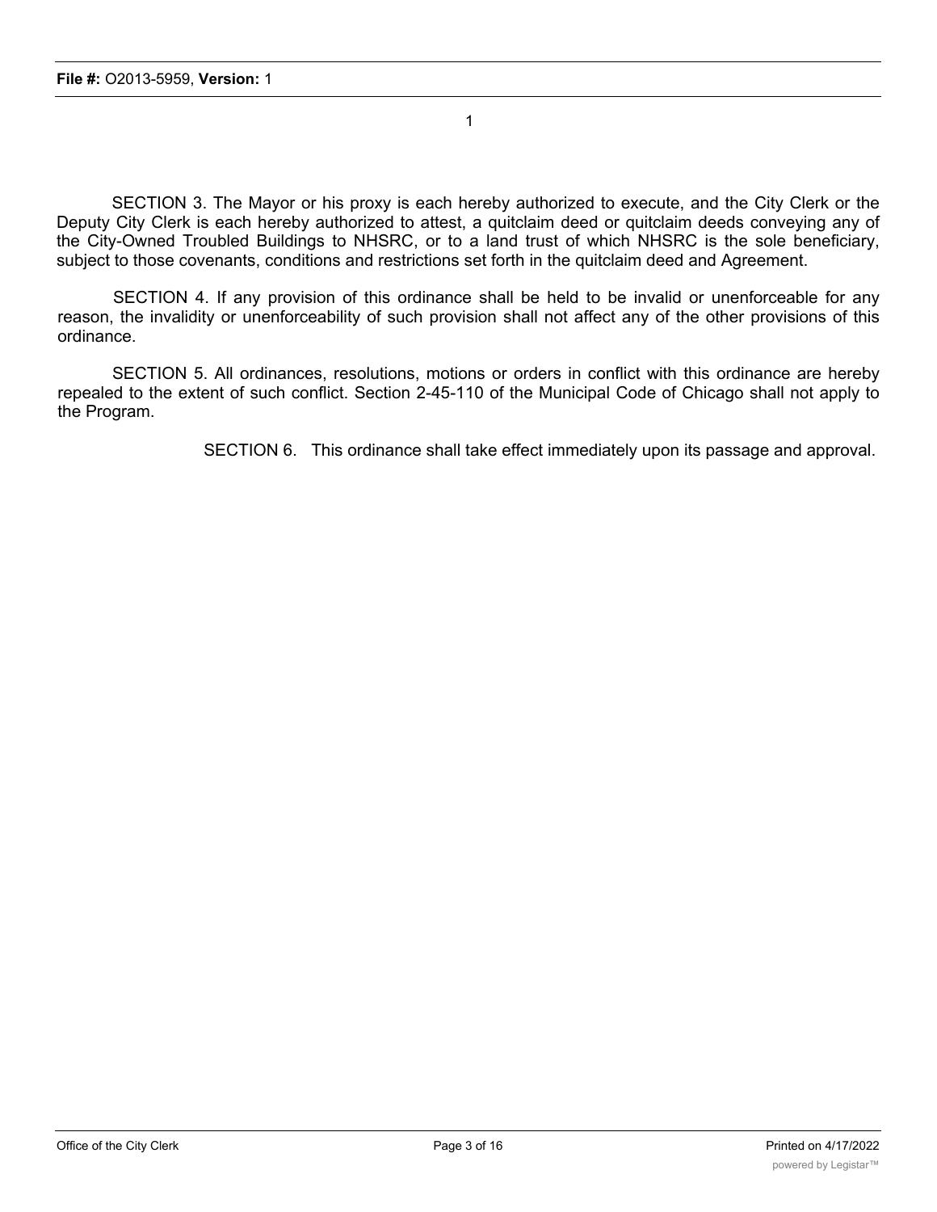SECTION 3. The Mayor or his proxy is each hereby authorized to execute, and the City Clerk or the Deputy City Clerk is each hereby authorized to attest, a quitclaim deed or quitclaim deeds conveying any of the City-Owned Troubled Buildings to NHSRC, or to a land trust of which NHSRC is the sole beneficiary, subject to those covenants, conditions and restrictions set forth in the quitclaim deed and Agreement.

SECTION 4. If any provision of this ordinance shall be held to be invalid or unenforceable for any reason, the invalidity or unenforceability of such provision shall not affect any of the other provisions of this ordinance.

SECTION 5. All ordinances, resolutions, motions or orders in conflict with this ordinance are hereby repealed to the extent of such conflict. Section 2-45-110 of the Municipal Code of Chicago shall not apply to the Program.

SECTION 6. This ordinance shall take effect immediately upon its passage and approval.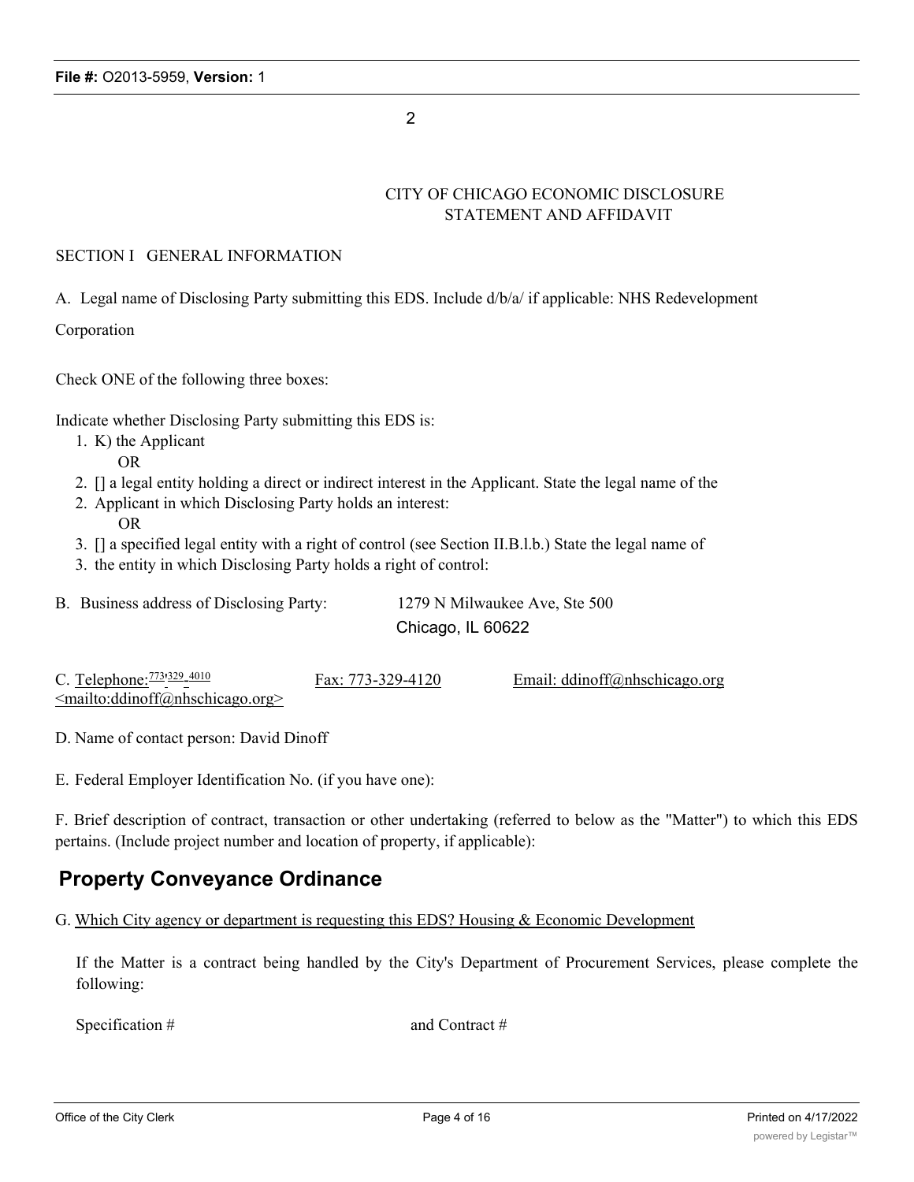2

CITY OF CHICAGO ECONOMIC DISCLOSURE STATEMENT AND AFFIDAVIT

SECTION I GENERAL INFORMATION

A. Legal name of Disclosing Party submitting this EDS. Include d/b/a/ if applicable: NHS Redevelopment Corporation

Check ONE of the following three boxes:

Indicate whether Disclosing Party submitting this EDS is:

1. K) the Applicant
   OR
2. [] a legal entity holding a direct or indirect interest in the Applicant. State the legal name of the
2. Applicant in which Disclosing Party holds an interest:
   OR
3. [] a specified legal entity with a right of control (see Section II.B.l.b.) State the legal name of
3. the entity in which Disclosing Party holds a right of control:

B. Business address of Disclosing Party: 1279 N Milwaukee Ave, Ste 500
Chicago, IL 60622

C. Telephone: 773-329-4010 Fax: 773-329-4120 Email: ddinoff@nhschicago.org <mailto:ddinoff@nhschicago.org>

D. Name of contact person: David Dinoff

E. Federal Employer Identification No. (if you have one):

F. Brief description of contract, transaction or other undertaking (referred to below as the "Matter") to which this EDS pertains. (Include project number and location of property, if applicable):

## Property Conveyance Ordinance

G. Which City agency or department is requesting this EDS? Housing & Economic Development

If the Matter is a contract being handled by the City's Department of Procurement Services, please complete the following:

Specification # and Contract #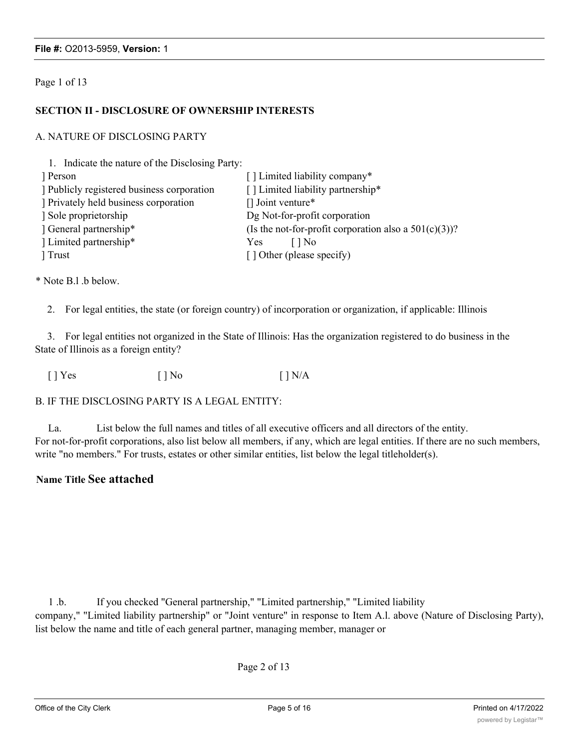**SECTION II - DISCLOSURE OF OWNERSHIP INTERESTS**

A. NATURE OF DISCLOSING PARTY

1. Indicate the nature of the Disclosing Party:

] Person
] Publicly registered business corporation
] Privately held business corporation
] Sole proprietorship
] General partnership*
] Limited partnership*
] Trust
[ ] Limited liability company*
[ ] Limited liability partnership*
[] Joint venture*
Dg Not-for-profit corporation
(Is the not-for-profit corporation also a 501(c)(3))?
Yes [ ] No
[ ] Other (please specify)

* Note B.l .b below.

2. For legal entities, the state (or foreign country) of incorporation or organization, if applicable: Illinois

3. For legal entities not organized in the State of Illinois: Has the organization registered to do business in the State of Illinois as a foreign entity?

[ ] Yes [ ] No [ ] N/A

B. IF THE DISCLOSING PARTY IS A LEGAL ENTITY:

La. List below the full names and titles of all executive officers and all directors of the entity. For not-for-profit corporations, also list below all members, if any, which are legal entities. If there are no such members, write "no members." For trusts, estates or other similar entities, list below the legal titleholder(s).

**Name Title See attached**

1 .b. If you checked "General partnership," "Limited partnership," "Limited liability company," "Limited liability partnership" or "Joint venture" in response to Item A.l. above (Nature of Disclosing Party), list below the name and title of each general partner, managing member, manager or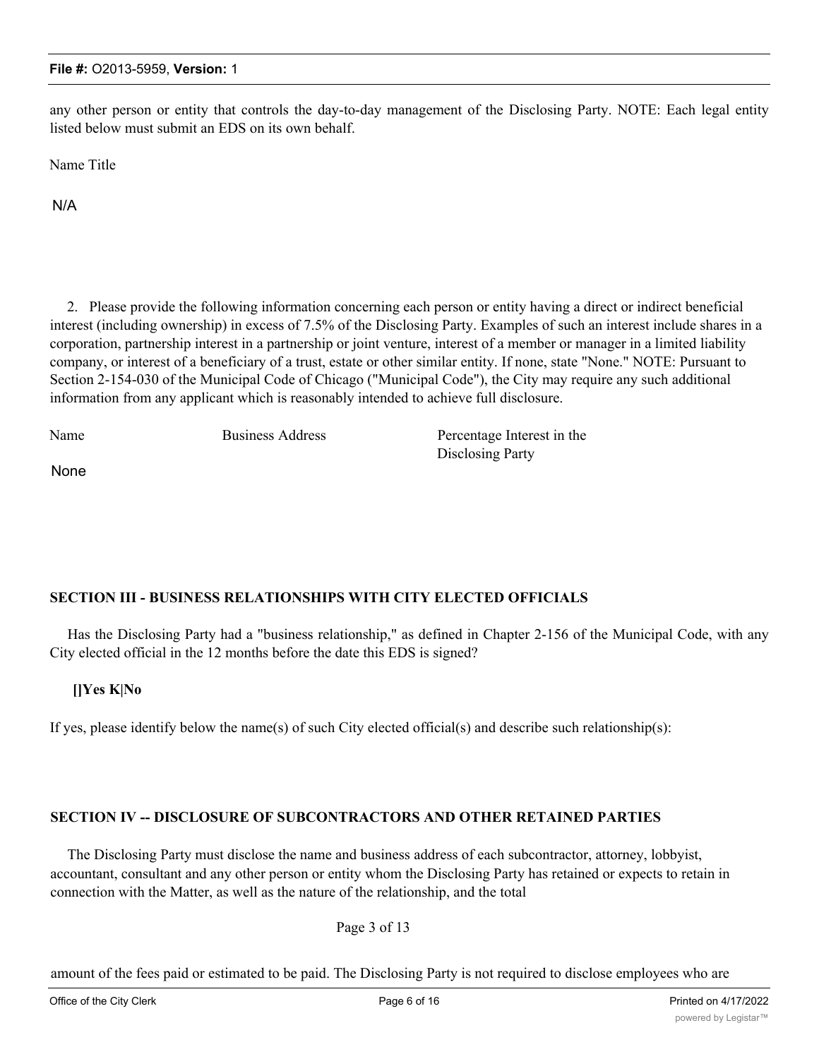any other person or entity that controls the day-to-day management of the Disclosing Party. NOTE: Each legal entity listed below must submit an EDS on its own behalf.

Name Title

N/A

2. Please provide the following information concerning each person or entity having a direct or indirect beneficial interest (including ownership) in excess of 7.5% of the Disclosing Party. Examples of such an interest include shares in a corporation, partnership interest in a partnership or joint venture, interest of a member or manager in a limited liability company, or interest of a beneficiary of a trust, estate or other similar entity. If none, state "None." NOTE: Pursuant to Section 2-154-030 of the Municipal Code of Chicago ("Municipal Code"), the City may require any such additional information from any applicant which is reasonably intended to achieve full disclosure.

| Name | Business Address | Percentage Interest in the Disclosing Party |
|---|---|---|
| None | | |

## SECTION III - BUSINESS RELATIONSHIPS WITH CITY ELECTED OFFICIALS

Has the Disclosing Party had a "business relationship," as defined in Chapter 2-156 of the Municipal Code, with any City elected official in the 12 months before the date this EDS is signed?

**[]Yes K|No**

If yes, please identify below the name(s) of such City elected official(s) and describe such relationship(s):

## SECTION IV -- DISCLOSURE OF SUBCONTRACTORS AND OTHER RETAINED PARTIES

The Disclosing Party must disclose the name and business address of each subcontractor, attorney, lobbyist, accountant, consultant and any other person or entity whom the Disclosing Party has retained or expects to retain in connection with the Matter, as well as the nature of the relationship, and the total

Page 3 of 13

amount of the fees paid or estimated to be paid. The Disclosing Party is not required to disclose employees who are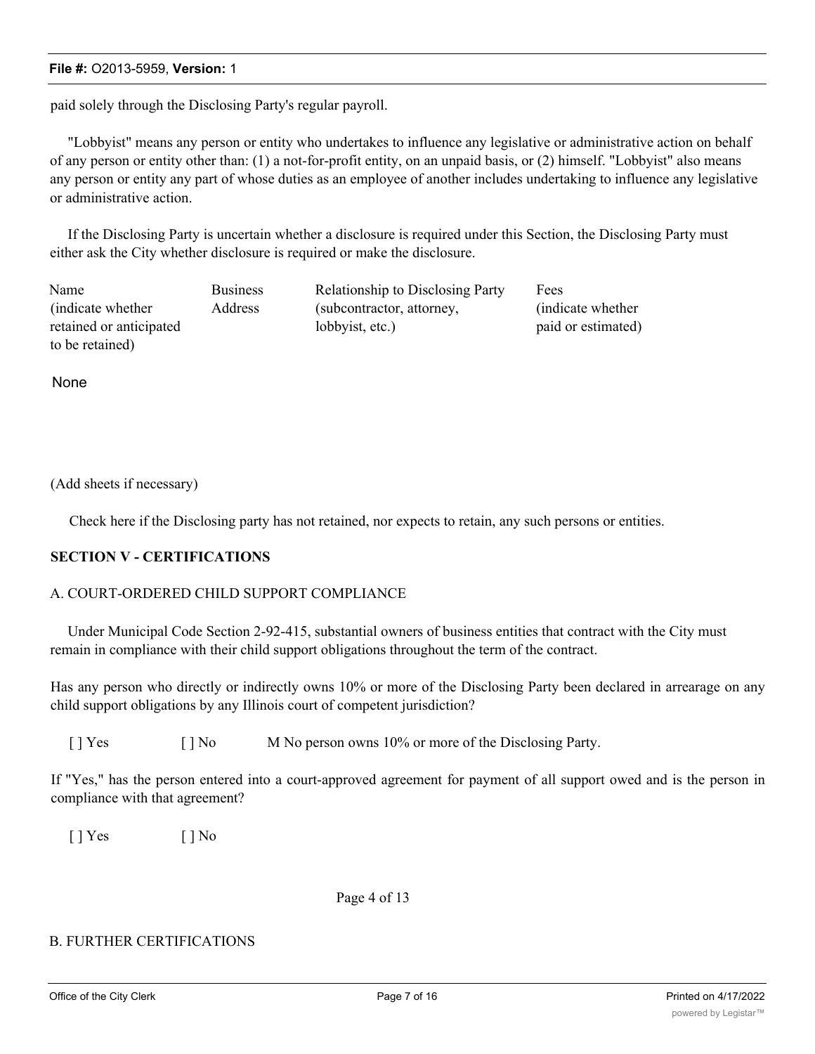paid solely through the Disclosing Party's regular payroll.

"Lobbyist" means any person or entity who undertakes to influence any legislative or administrative action on behalf of any person or entity other than: (1) a not-for-profit entity, on an unpaid basis, or (2) himself. "Lobbyist" also means any person or entity any part of whose duties as an employee of another includes undertaking to influence any legislative or administrative action.

If the Disclosing Party is uncertain whether a disclosure is required under this Section, the Disclosing Party must either ask the City whether disclosure is required or make the disclosure.

| Name (indicate whether retained or anticipated to be retained) | Business Address | Relationship to Disclosing Party (subcontractor, attorney, lobbyist, etc.) | Fees (indicate whether paid or estimated) |
|---|---|---|---|
| None | | | |

(Add sheets if necessary)

Check here if the Disclosing party has not retained, nor expects to retain, any such persons or entities.

## SECTION V - CERTIFICATIONS

A. COURT-ORDERED CHILD SUPPORT COMPLIANCE

Under Municipal Code Section 2-92-415, substantial owners of business entities that contract with the City must remain in compliance with their child support obligations throughout the term of the contract.

Has any person who directly or indirectly owns 10% or more of the Disclosing Party been declared in arrearage on any child support obligations by any Illinois court of competent jurisdiction?

[ ] Yes [ ] No M No person owns 10% or more of the Disclosing Party.

If "Yes," has the person entered into a court-approved agreement for payment of all support owed and is the person in compliance with that agreement?

[ ] Yes [ ] No

Page 4 of 13

B. FURTHER CERTIFICATIONS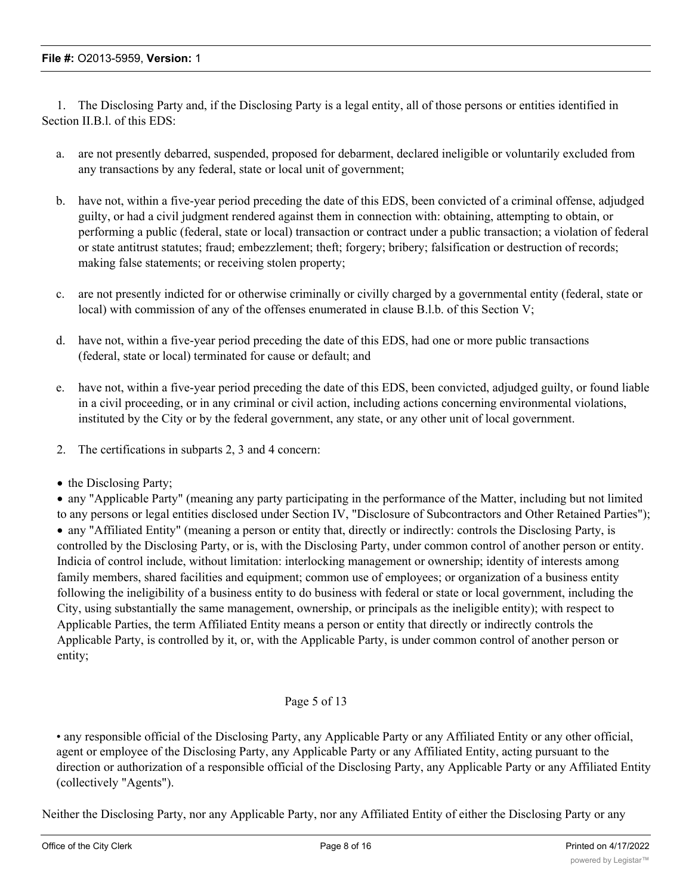1. The Disclosing Party and, if the Disclosing Party is a legal entity, all of those persons or entities identified in Section II.B.l. of this EDS:

   a. are not presently debarred, suspended, proposed for debarment, declared ineligible or voluntarily excluded from any transactions by any federal, state or local unit of government;

   b. have not, within a five-year period preceding the date of this EDS, been convicted of a criminal offense, adjudged guilty, or had a civil judgment rendered against them in connection with: obtaining, attempting to obtain, or performing a public (federal, state or local) transaction or contract under a public transaction; a violation of federal or state antitrust statutes; fraud; embezzlement; theft; forgery; bribery; falsification or destruction of records; making false statements; or receiving stolen property;

   c. are not presently indicted for or otherwise criminally or civilly charged by a governmental entity (federal, state or local) with commission of any of the offenses enumerated in clause B.l.b. of this Section V;

   d. have not, within a five-year period preceding the date of this EDS, had one or more public transactions (federal, state or local) terminated for cause or default; and

   e. have not, within a five-year period preceding the date of this EDS, been convicted, adjudged guilty, or found liable in a civil proceeding, or in any criminal or civil action, including actions concerning environmental violations, instituted by the City or by the federal government, any state, or any other unit of local government.

2. The certifications in subparts 2, 3 and 4 concern:

- the Disclosing Party;
- any "Applicable Party" (meaning any party participating in the performance of the Matter, including but not limited to any persons or legal entities disclosed under Section IV, "Disclosure of Subcontractors and Other Retained Parties");
- any "Affiliated Entity" (meaning a person or entity that, directly or indirectly: controls the Disclosing Party, is controlled by the Disclosing Party, or is, with the Disclosing Party, under common control of another person or entity. Indicia of control include, without limitation: interlocking management or ownership; identity of interests among family members, shared facilities and equipment; common use of employees; or organization of a business entity following the ineligibility of a business entity to do business with federal or state or local government, including the City, using substantially the same management, ownership, or principals as the ineligible entity); with respect to Applicable Parties, the term Affiliated Entity means a person or entity that directly or indirectly controls the Applicable Party, is controlled by it, or, with the Applicable Party, is under common control of another person or entity;
- any responsible official of the Disclosing Party, any Applicable Party or any Affiliated Entity or any other official, agent or employee of the Disclosing Party, any Applicable Party or any Affiliated Entity, acting pursuant to the direction or authorization of a responsible official of the Disclosing Party, any Applicable Party or any Affiliated Entity (collectively "Agents").

Neither the Disclosing Party, nor any Applicable Party, nor any Affiliated Entity of either the Disclosing Party or any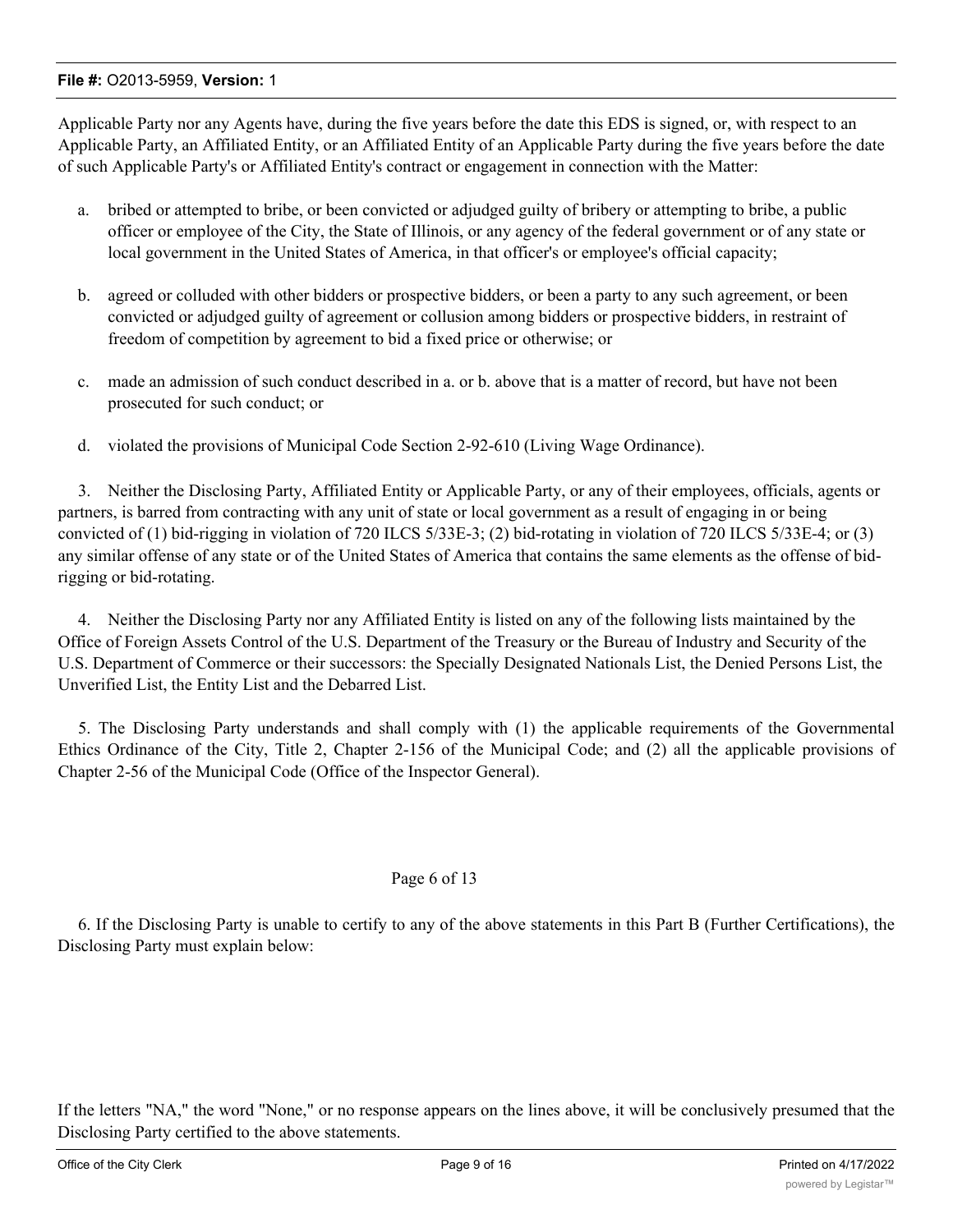Applicable Party nor any Agents have, during the five years before the date this EDS is signed, or, with respect to an Applicable Party, an Affiliated Entity, or an Affiliated Entity of an Applicable Party during the five years before the date of such Applicable Party's or Affiliated Entity's contract or engagement in connection with the Matter:

a. bribed or attempted to bribe, or been convicted or adjudged guilty of bribery or attempting to bribe, a public officer or employee of the City, the State of Illinois, or any agency of the federal government or of any state or local government in the United States of America, in that officer's or employee's official capacity;

b. agreed or colluded with other bidders or prospective bidders, or been a party to any such agreement, or been convicted or adjudged guilty of agreement or collusion among bidders or prospective bidders, in restraint of freedom of competition by agreement to bid a fixed price or otherwise; or

c. made an admission of such conduct described in a. or b. above that is a matter of record, but have not been prosecuted for such conduct; or

d. violated the provisions of Municipal Code Section 2-92-610 (Living Wage Ordinance).

3. Neither the Disclosing Party, Affiliated Entity or Applicable Party, or any of their employees, officials, agents or partners, is barred from contracting with any unit of state or local government as a result of engaging in or being convicted of (1) bid-rigging in violation of 720 ILCS 5/33E-3; (2) bid-rotating in violation of 720 ILCS 5/33E-4; or (3) any similar offense of any state or of the United States of America that contains the same elements as the offense of bid-rigging or bid-rotating.

4. Neither the Disclosing Party nor any Affiliated Entity is listed on any of the following lists maintained by the Office of Foreign Assets Control of the U.S. Department of the Treasury or the Bureau of Industry and Security of the U.S. Department of Commerce or their successors: the Specially Designated Nationals List, the Denied Persons List, the Unverified List, the Entity List and the Debarred List.

5. The Disclosing Party understands and shall comply with (1) the applicable requirements of the Governmental Ethics Ordinance of the City, Title 2, Chapter 2-156 of the Municipal Code; and (2) all the applicable provisions of Chapter 2-56 of the Municipal Code (Office of the Inspector General).

Page 6 of 13

6. If the Disclosing Party is unable to certify to any of the above statements in this Part B (Further Certifications), the Disclosing Party must explain below:

If the letters "NA," the word "None," or no response appears on the lines above, it will be conclusively presumed that the Disclosing Party certified to the above statements.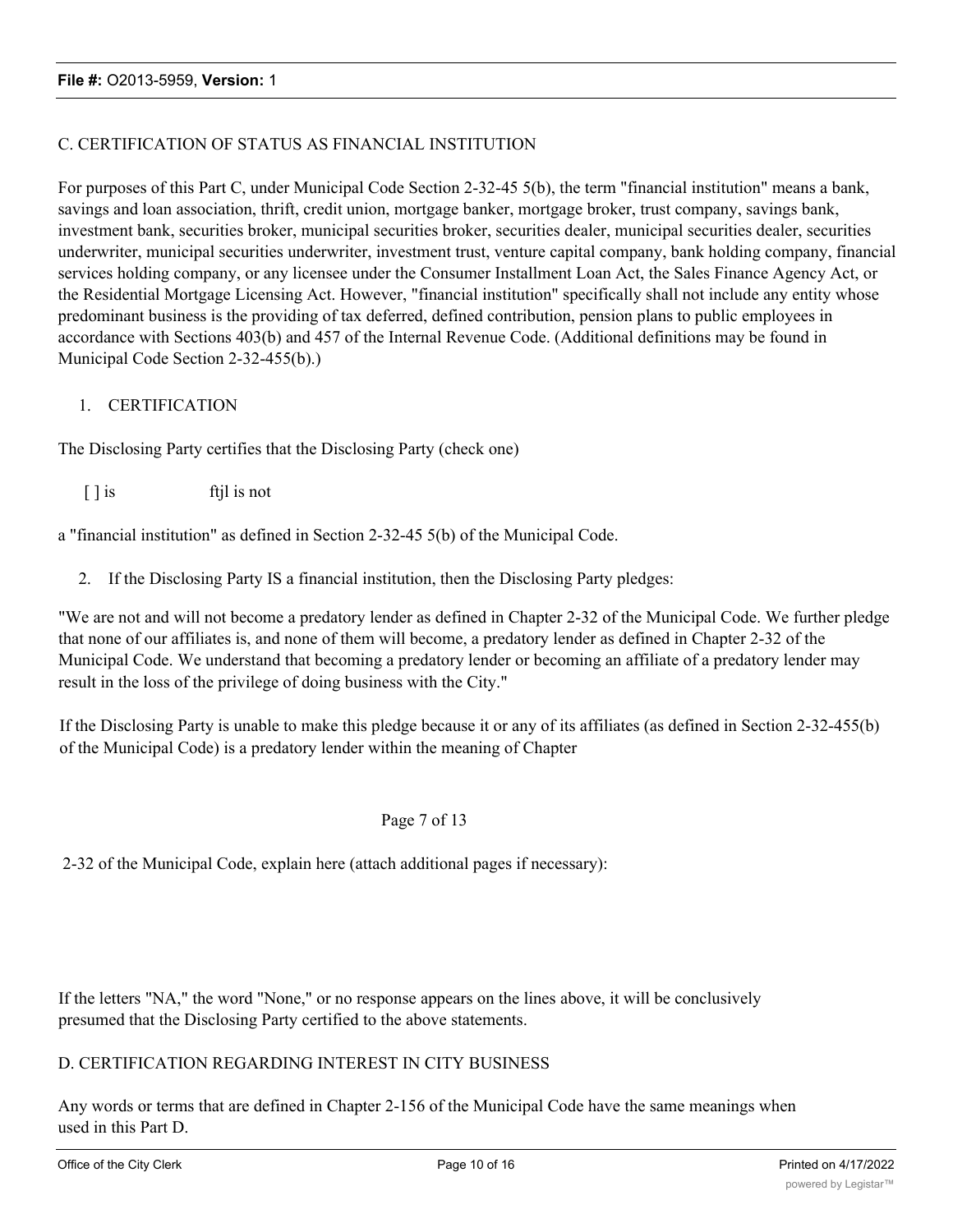C. CERTIFICATION OF STATUS AS FINANCIAL INSTITUTION

For purposes of this Part C, under Municipal Code Section 2-32-45 5(b), the term "financial institution" means a bank, savings and loan association, thrift, credit union, mortgage banker, mortgage broker, trust company, savings bank, investment bank, securities broker, municipal securities broker, securities dealer, municipal securities dealer, securities underwriter, municipal securities underwriter, investment trust, venture capital company, bank holding company, financial services holding company, or any licensee under the Consumer Installment Loan Act, the Sales Finance Agency Act, or the Residential Mortgage Licensing Act. However, "financial institution" specifically shall not include any entity whose predominant business is the providing of tax deferred, defined contribution, pension plans to public employees in accordance with Sections 403(b) and 457 of the Internal Revenue Code. (Additional definitions may be found in Municipal Code Section 2-32-455(b).)

1. CERTIFICATION

The Disclosing Party certifies that the Disclosing Party (check one)

[ ] is ftjl is not

a "financial institution" as defined in Section 2-32-45 5(b) of the Municipal Code.

2. If the Disclosing Party IS a financial institution, then the Disclosing Party pledges:

"We are not and will not become a predatory lender as defined in Chapter 2-32 of the Municipal Code. We further pledge that none of our affiliates is, and none of them will become, a predatory lender as defined in Chapter 2-32 of the Municipal Code. We understand that becoming a predatory lender or becoming an affiliate of a predatory lender may result in the loss of the privilege of doing business with the City."

If the Disclosing Party is unable to make this pledge because it or any of its affiliates (as defined in Section 2-32-455(b) of the Municipal Code) is a predatory lender within the meaning of Chapter

2-32 of the Municipal Code, explain here (attach additional pages if necessary):

If the letters "NA," the word "None," or no response appears on the lines above, it will be conclusively presumed that the Disclosing Party certified to the above statements.

D. CERTIFICATION REGARDING INTEREST IN CITY BUSINESS

Any words or terms that are defined in Chapter 2-156 of the Municipal Code have the same meanings when used in this Part D.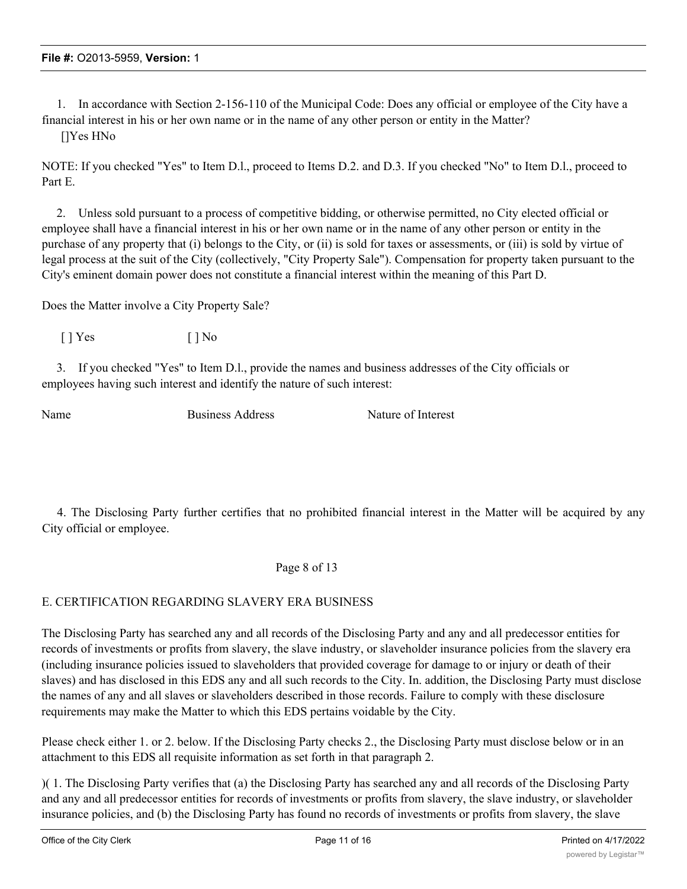1. In accordance with Section 2-156-110 of the Municipal Code: Does any official or employee of the City have a financial interest in his or her own name or in the name of any other person or entity in the Matter?

[]Yes HNo

NOTE: If you checked "Yes" to Item D.l., proceed to Items D.2. and D.3. If you checked "No" to Item D.l., proceed to Part E.

2. Unless sold pursuant to a process of competitive bidding, or otherwise permitted, no City elected official or employee shall have a financial interest in his or her own name or in the name of any other person or entity in the purchase of any property that (i) belongs to the City, or (ii) is sold for taxes or assessments, or (iii) is sold by virtue of legal process at the suit of the City (collectively, "City Property Sale"). Compensation for property taken pursuant to the City's eminent domain power does not constitute a financial interest within the meaning of this Part D.

Does the Matter involve a City Property Sale?

[ ] Yes [ ] No

3. If you checked "Yes" to Item D.l., provide the names and business addresses of the City officials or employees having such interest and identify the nature of such interest:

| Name | Business Address | Nature of Interest |
|---|---|---|
| | | |

4. The Disclosing Party further certifies that no prohibited financial interest in the Matter will be acquired by any City official or employee.

Page 8 of 13

## E. CERTIFICATION REGARDING SLAVERY ERA BUSINESS

The Disclosing Party has searched any and all records of the Disclosing Party and any and all predecessor entities for records of investments or profits from slavery, the slave industry, or slaveholder insurance policies from the slavery era (including insurance policies issued to slaveholders that provided coverage for damage to or injury or death of their slaves) and has disclosed in this EDS any and all such records to the City. In. addition, the Disclosing Party must disclose the names of any and all slaves or slaveholders described in those records. Failure to comply with these disclosure requirements may make the Matter to which this EDS pertains voidable by the City.

Please check either 1. or 2. below. If the Disclosing Party checks 2., the Disclosing Party must disclose below or in an attachment to this EDS all requisite information as set forth in that paragraph 2.

)( 1. The Disclosing Party verifies that (a) the Disclosing Party has searched any and all records of the Disclosing Party and any and all predecessor entities for records of investments or profits from slavery, the slave industry, or slaveholder insurance policies, and (b) the Disclosing Party has found no records of investments or profits from slavery, the slave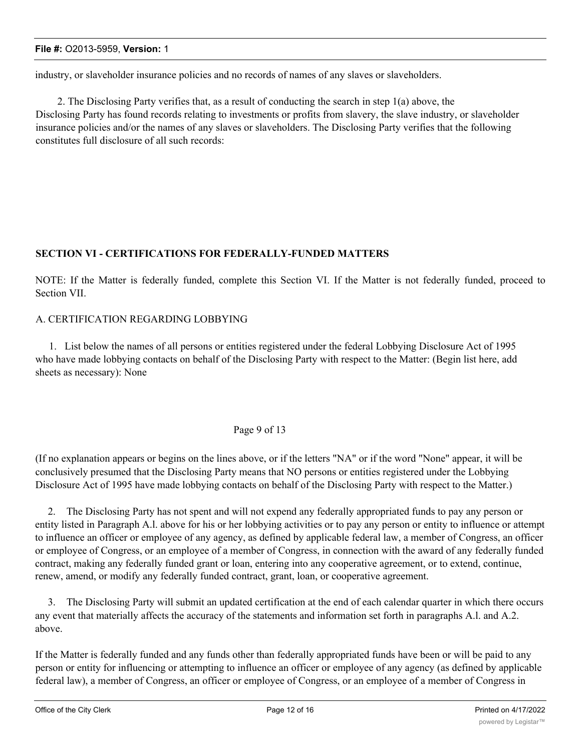industry, or slaveholder insurance policies and no records of names of any slaves or slaveholders.

2. The Disclosing Party verifies that, as a result of conducting the search in step 1(a) above, the Disclosing Party has found records relating to investments or profits from slavery, the slave industry, or slaveholder insurance policies and/or the names of any slaves or slaveholders. The Disclosing Party verifies that the following constitutes full disclosure of all such records:

## SECTION VI - CERTIFICATIONS FOR FEDERALLY-FUNDED MATTERS

NOTE: If the Matter is federally funded, complete this Section VI. If the Matter is not federally funded, proceed to Section VII.

A. CERTIFICATION REGARDING LOBBYING

1. List below the names of all persons or entities registered under the federal Lobbying Disclosure Act of 1995 who have made lobbying contacts on behalf of the Disclosing Party with respect to the Matter: (Begin list here, add sheets as necessary): None

Page 9 of 13

(If no explanation appears or begins on the lines above, or if the letters "NA" or if the word "None" appear, it will be conclusively presumed that the Disclosing Party means that NO persons or entities registered under the Lobbying Disclosure Act of 1995 have made lobbying contacts on behalf of the Disclosing Party with respect to the Matter.)

2. The Disclosing Party has not spent and will not expend any federally appropriated funds to pay any person or entity listed in Paragraph A.l. above for his or her lobbying activities or to pay any person or entity to influence or attempt to influence an officer or employee of any agency, as defined by applicable federal law, a member of Congress, an officer or employee of Congress, or an employee of a member of Congress, in connection with the award of any federally funded contract, making any federally funded grant or loan, entering into any cooperative agreement, or to extend, continue, renew, amend, or modify any federally funded contract, grant, loan, or cooperative agreement.

3. The Disclosing Party will submit an updated certification at the end of each calendar quarter in which there occurs any event that materially affects the accuracy of the statements and information set forth in paragraphs A.l. and A.2. above.

If the Matter is federally funded and any funds other than federally appropriated funds have been or will be paid to any person or entity for influencing or attempting to influence an officer or employee of any agency (as defined by applicable federal law), a member of Congress, an officer or employee of Congress, or an employee of a member of Congress in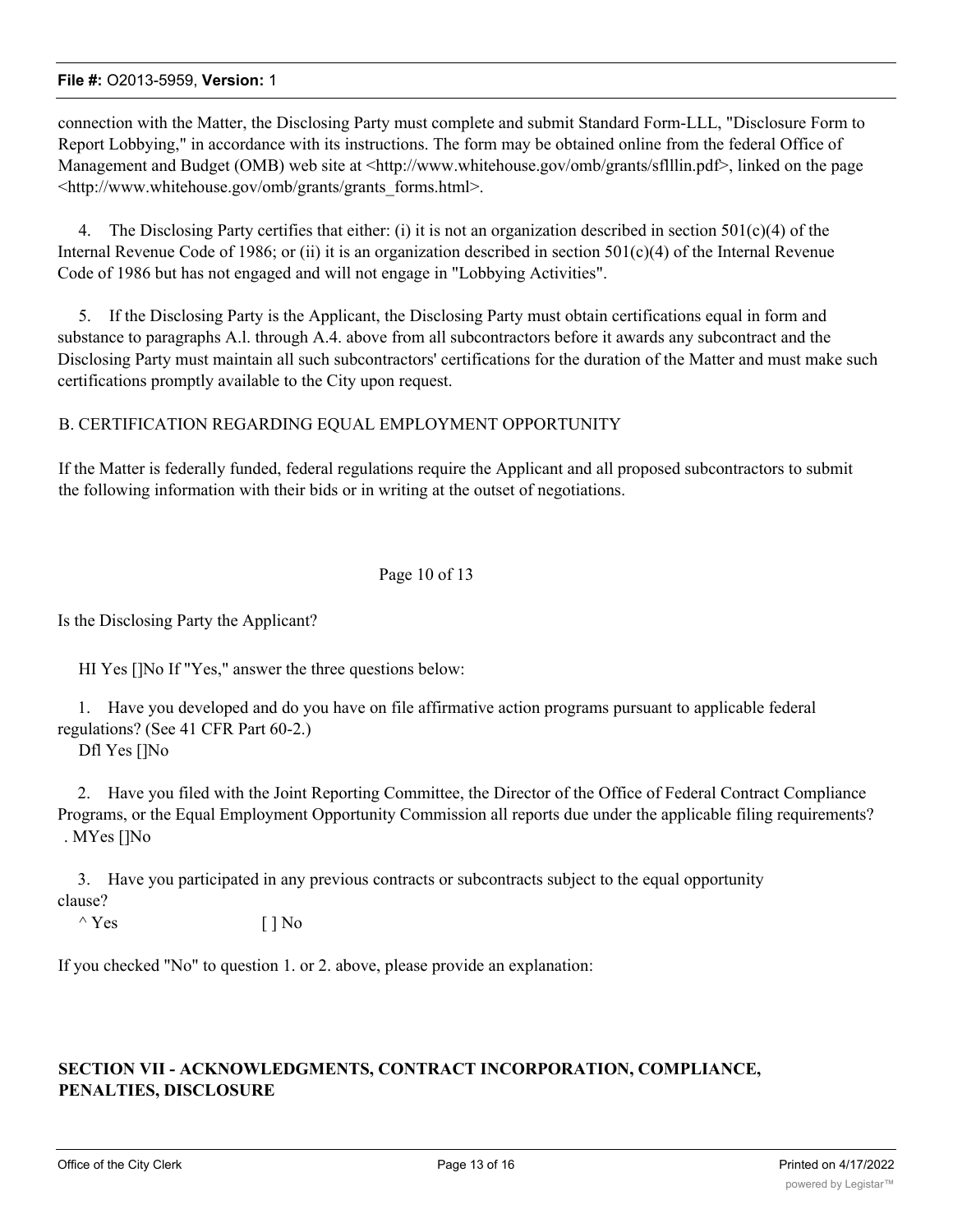connection with the Matter, the Disclosing Party must complete and submit Standard Form-LLL, "Disclosure Form to Report Lobbying," in accordance with its instructions. The form may be obtained online from the federal Office of Management and Budget (OMB) web site at <http://www.whitehouse.gov/omb/grants/sflllin.pdf>, linked on the page <http://www.whitehouse.gov/omb/grants/grants_forms.html>.

4. The Disclosing Party certifies that either: (i) it is not an organization described in section 501(c)(4) of the Internal Revenue Code of 1986; or (ii) it is an organization described in section 501(c)(4) of the Internal Revenue Code of 1986 but has not engaged and will not engage in "Lobbying Activities".

5. If the Disclosing Party is the Applicant, the Disclosing Party must obtain certifications equal in form and substance to paragraphs A.l. through A.4. above from all subcontractors before it awards any subcontract and the Disclosing Party must maintain all such subcontractors' certifications for the duration of the Matter and must make such certifications promptly available to the City upon request.

B. CERTIFICATION REGARDING EQUAL EMPLOYMENT OPPORTUNITY

If the Matter is federally funded, federal regulations require the Applicant and all proposed subcontractors to submit the following information with their bids or in writing at the outset of negotiations.

Page 10 of 13

Is the Disclosing Party the Applicant?

HI Yes []No If "Yes," answer the three questions below:

1. Have you developed and do you have on file affirmative action programs pursuant to applicable federal regulations? (See 41 CFR Part 60-2.)

Dfl Yes []No

2. Have you filed with the Joint Reporting Committee, the Director of the Office of Federal Contract Compliance Programs, or the Equal Employment Opportunity Commission all reports due under the applicable filing requirements?

. MYes []No

3. Have you participated in any previous contracts or subcontracts subject to the equal opportunity clause?

^ Yes [ ] No

If you checked "No" to question 1. or 2. above, please provide an explanation:

## SECTION VII - ACKNOWLEDGMENTS, CONTRACT INCORPORATION, COMPLIANCE, PENALTIES, DISCLOSURE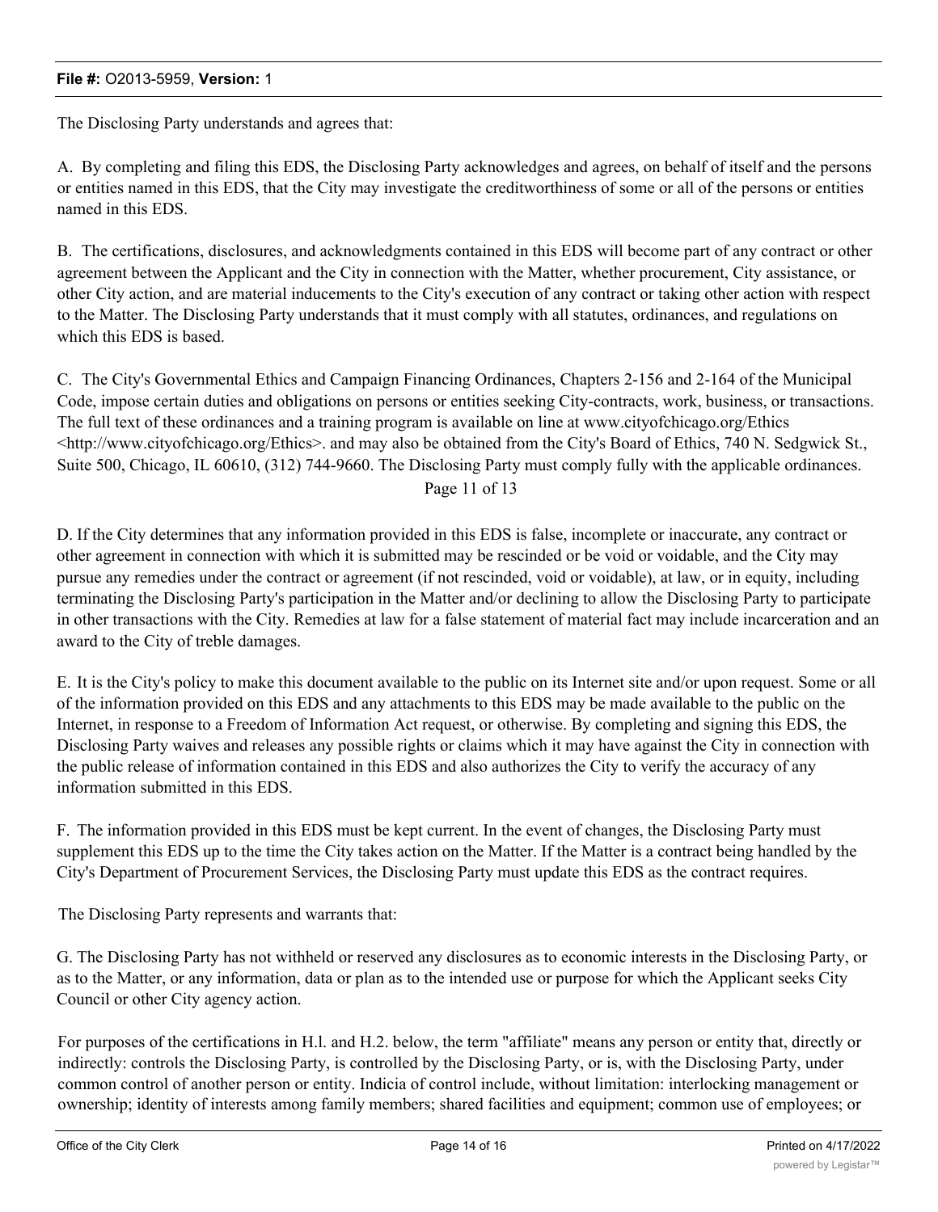The Disclosing Party understands and agrees that:

A. By completing and filing this EDS, the Disclosing Party acknowledges and agrees, on behalf of itself and the persons or entities named in this EDS, that the City may investigate the creditworthiness of some or all of the persons or entities named in this EDS.

B. The certifications, disclosures, and acknowledgments contained in this EDS will become part of any contract or other agreement between the Applicant and the City in connection with the Matter, whether procurement, City assistance, or other City action, and are material inducements to the City's execution of any contract or taking other action with respect to the Matter. The Disclosing Party understands that it must comply with all statutes, ordinances, and regulations on which this EDS is based.

C. The City's Governmental Ethics and Campaign Financing Ordinances, Chapters 2-156 and 2-164 of the Municipal Code, impose certain duties and obligations on persons or entities seeking City-contracts, work, business, or transactions. The full text of these ordinances and a training program is available on line at www.cityofchicago.org/Ethics <http://www.cityofchicago.org/Ethics>. and may also be obtained from the City's Board of Ethics, 740 N. Sedgwick St., Suite 500, Chicago, IL 60610, (312) 744-9660. The Disclosing Party must comply fully with the applicable ordinances.

D. If the City determines that any information provided in this EDS is false, incomplete or inaccurate, any contract or other agreement in connection with which it is submitted may be rescinded or be void or voidable, and the City may pursue any remedies under the contract or agreement (if not rescinded, void or voidable), at law, or in equity, including terminating the Disclosing Party's participation in the Matter and/or declining to allow the Disclosing Party to participate in other transactions with the City. Remedies at law for a false statement of material fact may include incarceration and an award to the City of treble damages.

E. It is the City's policy to make this document available to the public on its Internet site and/or upon request. Some or all of the information provided on this EDS and any attachments to this EDS may be made available to the public on the Internet, in response to a Freedom of Information Act request, or otherwise. By completing and signing this EDS, the Disclosing Party waives and releases any possible rights or claims which it may have against the City in connection with the public release of information contained in this EDS and also authorizes the City to verify the accuracy of any information submitted in this EDS.

F. The information provided in this EDS must be kept current. In the event of changes, the Disclosing Party must supplement this EDS up to the time the City takes action on the Matter. If the Matter is a contract being handled by the City's Department of Procurement Services, the Disclosing Party must update this EDS as the contract requires.

The Disclosing Party represents and warrants that:

G. The Disclosing Party has not withheld or reserved any disclosures as to economic interests in the Disclosing Party, or as to the Matter, or any information, data or plan as to the intended use or purpose for which the Applicant seeks City Council or other City agency action.

For purposes of the certifications in H.l. and H.2. below, the term "affiliate" means any person or entity that, directly or indirectly: controls the Disclosing Party, is controlled by the Disclosing Party, or is, with the Disclosing Party, under common control of another person or entity. Indicia of control include, without limitation: interlocking management or ownership; identity of interests among family members; shared facilities and equipment; common use of employees; or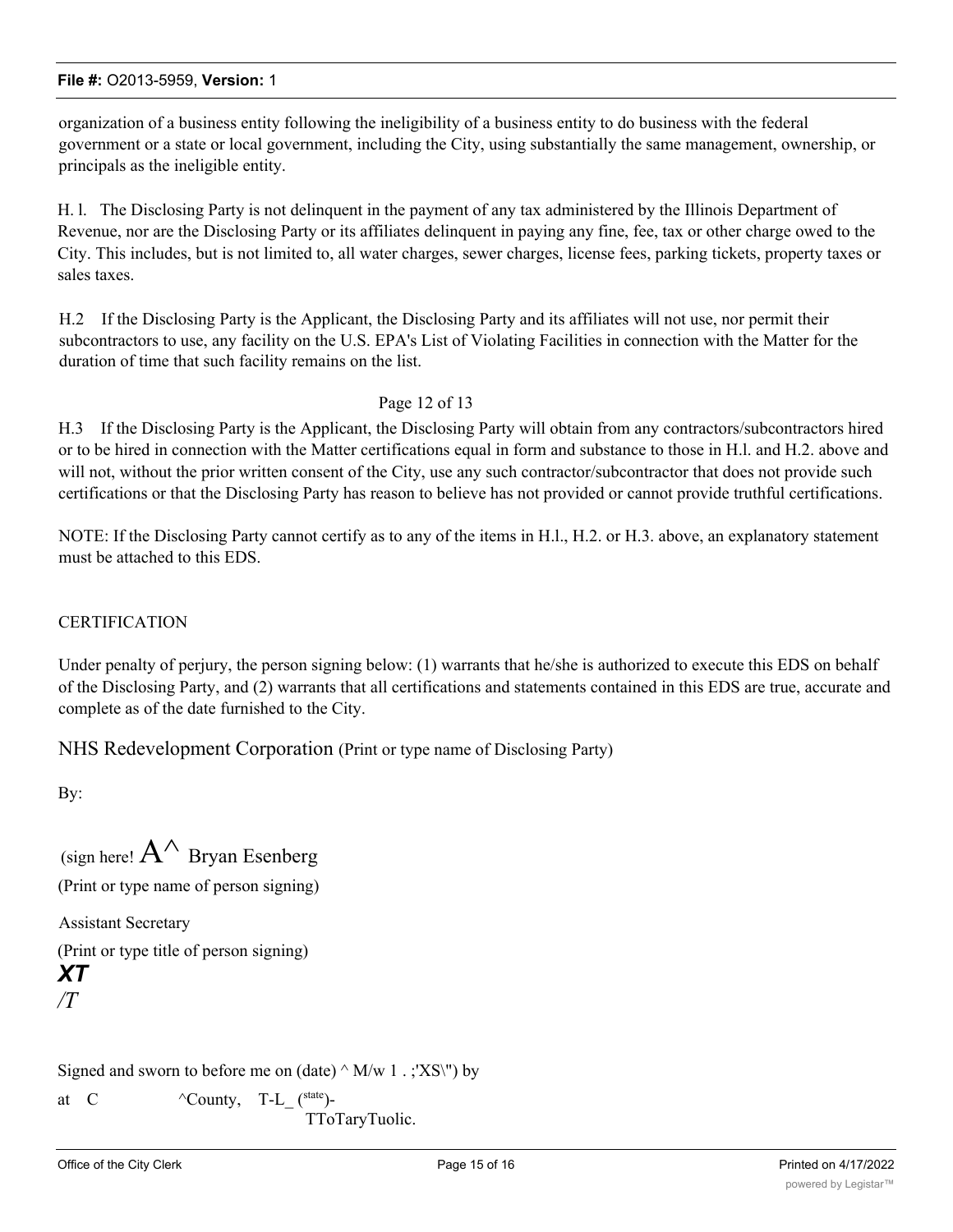organization of a business entity following the ineligibility of a business entity to do business with the federal government or a state or local government, including the City, using substantially the same management, ownership, or principals as the ineligible entity.

H. l. The Disclosing Party is not delinquent in the payment of any tax administered by the Illinois Department of Revenue, nor are the Disclosing Party or its affiliates delinquent in paying any fine, fee, tax or other charge owed to the City. This includes, but is not limited to, all water charges, sewer charges, license fees, parking tickets, property taxes or sales taxes.

H.2 If the Disclosing Party is the Applicant, the Disclosing Party and its affiliates will not use, nor permit their subcontractors to use, any facility on the U.S. EPA's List of Violating Facilities in connection with the Matter for the duration of time that such facility remains on the list.

Page 12 of 13

H.3 If the Disclosing Party is the Applicant, the Disclosing Party will obtain from any contractors/subcontractors hired or to be hired in connection with the Matter certifications equal in form and substance to those in H.l. and H.2. above and will not, without the prior written consent of the City, use any such contractor/subcontractor that does not provide such certifications or that the Disclosing Party has reason to believe has not provided or cannot provide truthful certifications.

NOTE: If the Disclosing Party cannot certify as to any of the items in H.l., H.2. or H.3. above, an explanatory statement must be attached to this EDS.

CERTIFICATION

Under penalty of perjury, the person signing below: (1) warrants that he/she is authorized to execute this EDS on behalf of the Disclosing Party, and (2) warrants that all certifications and statements contained in this EDS are true, accurate and complete as of the date furnished to the City.

NHS Redevelopment Corporation (Print or type name of Disclosing Party)

By:

(sign here! A^ Bryan Esenberg

(Print or type name of person signing)

Assistant Secretary

(Print or type title of person signing)

*XT*
*/T*

Signed and sworn to before me on (date) ^ M/w 1 . ;'XS\") by

at C ^County, T-L_ (state)-

TToTaryTuolic.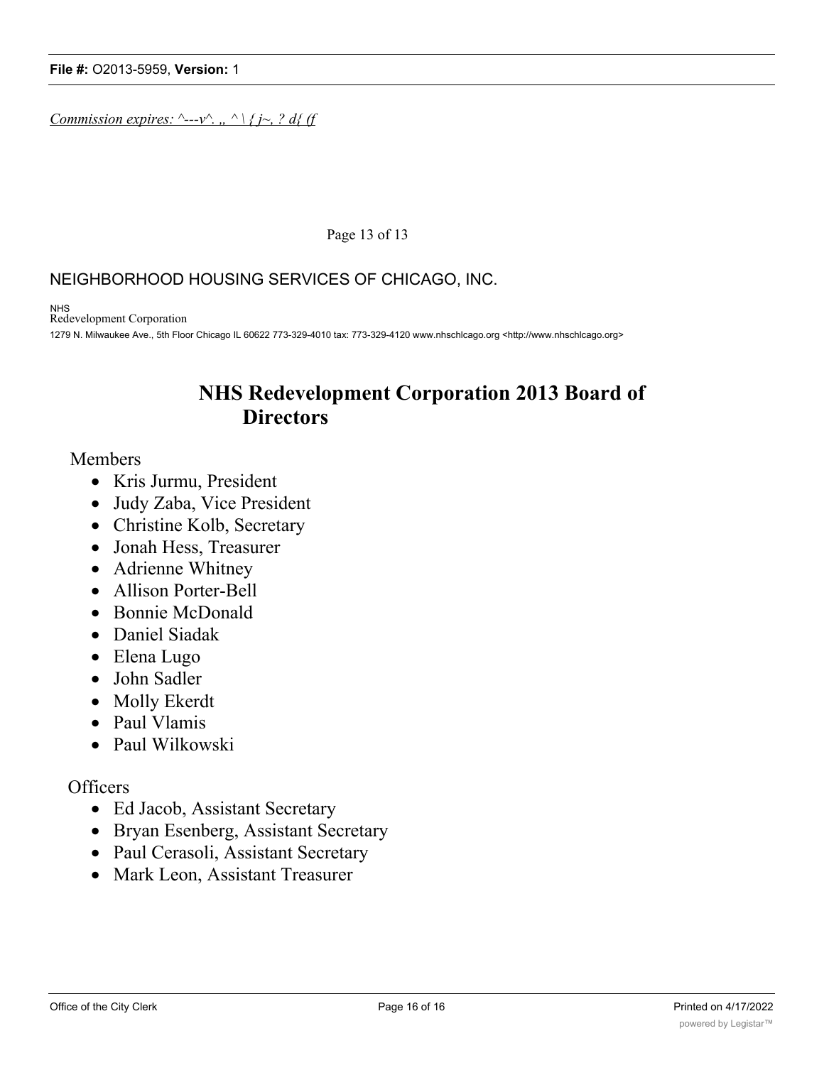*Commission expires: ^---v^. ,, ^ \ { j~, ? d{ (f*

Page 13 of 13

NEIGHBORHOOD HOUSING SERVICES OF CHICAGO, INC.

NHS
Redevelopment Corporation
1279 N. Milwaukee Ave., 5th Floor Chicago IL 60622 773-329-4010 tax: 773-329-4120 www.nhschlcago.org <http://www.nhschlcago.org>

# NHS Redevelopment Corporation 2013 Board of Directors

Members

- Kris Jurmu, President
- Judy Zaba, Vice President
- Christine Kolb, Secretary
- Jonah Hess, Treasurer
- Adrienne Whitney
- Allison Porter-Bell
- Bonnie McDonald
- Daniel Siadak
- Elena Lugo
- John Sadler
- Molly Ekerdt
- Paul Vlamis
- Paul Wilkowski

Officers

- Ed Jacob, Assistant Secretary
- Bryan Esenberg, Assistant Secretary
- Paul Cerasoli, Assistant Secretary
- Mark Leon, Assistant Treasurer